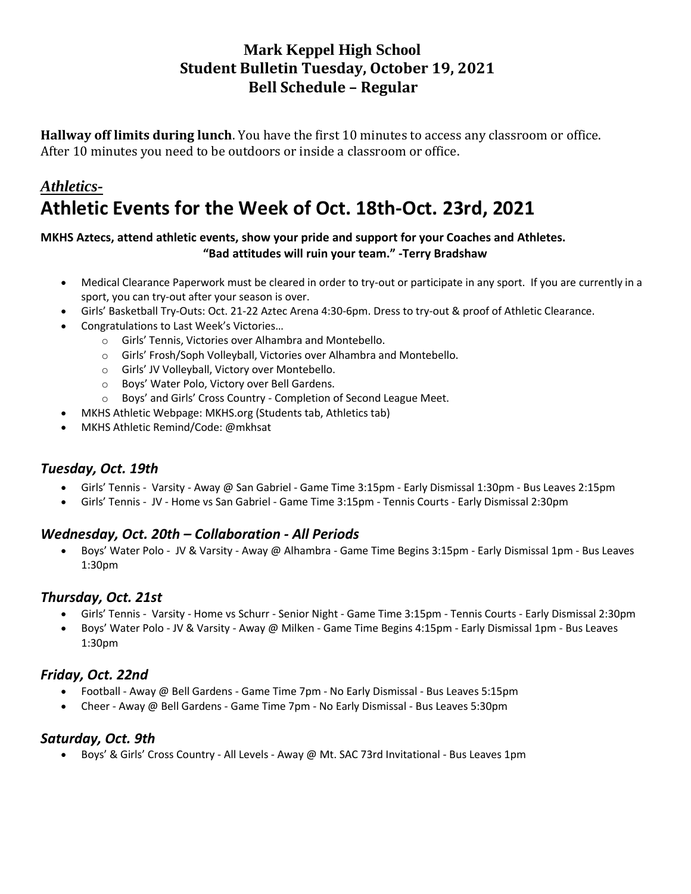# Mark Keppel High School
## Student Bulletin Tuesday, October 19, 2021
## Bell Schedule – Regular

**Hallway off limits during lunch**. You have the first 10 minutes to access any classroom or office. After 10 minutes you need to be outdoors or inside a classroom or office.

***Athletics-***

# Athletic Events for the Week of Oct. 18th-Oct. 23rd, 2021

**MKHS Aztecs, attend athletic events, show your pride and support for your Coaches and Athletes.**
**"Bad attitudes will ruin your team." -Terry Bradshaw**

- Medical Clearance Paperwork must be cleared in order to try-out or participate in any sport. If you are currently in a sport, you can try-out after your season is over.
- Girls' Basketball Try-Outs: Oct. 21-22 Aztec Arena 4:30-6pm. Dress to try-out & proof of Athletic Clearance.
- Congratulations to Last Week's Victories…
  - Girls' Tennis, Victories over Alhambra and Montebello.
  - Girls' Frosh/Soph Volleyball, Victories over Alhambra and Montebello.
  - Girls' JV Volleyball, Victory over Montebello.
  - Boys' Water Polo, Victory over Bell Gardens.
  - Boys' and Girls' Cross Country - Completion of Second League Meet.
- MKHS Athletic Webpage: MKHS.org (Students tab, Athletics tab)
- MKHS Athletic Remind/Code: @mkhsat

### *Tuesday, Oct. 19th*

- Girls' Tennis - Varsity - Away @ San Gabriel - Game Time 3:15pm - Early Dismissal 1:30pm - Bus Leaves 2:15pm
- Girls' Tennis - JV - Home vs San Gabriel - Game Time 3:15pm - Tennis Courts - Early Dismissal 2:30pm

### *Wednesday, Oct. 20th – Collaboration - All Periods*

- Boys' Water Polo - JV & Varsity - Away @ Alhambra - Game Time Begins 3:15pm - Early Dismissal 1pm - Bus Leaves 1:30pm

### *Thursday, Oct. 21st*

- Girls' Tennis - Varsity - Home vs Schurr - Senior Night - Game Time 3:15pm - Tennis Courts - Early Dismissal 2:30pm
- Boys' Water Polo - JV & Varsity - Away @ Milken - Game Time Begins 4:15pm - Early Dismissal 1pm - Bus Leaves 1:30pm

### *Friday, Oct. 22nd*

- Football - Away @ Bell Gardens - Game Time 7pm - No Early Dismissal - Bus Leaves 5:15pm
- Cheer - Away @ Bell Gardens - Game Time 7pm - No Early Dismissal - Bus Leaves 5:30pm

### *Saturday, Oct. 9th*

- Boys' & Girls' Cross Country - All Levels - Away @ Mt. SAC 73rd Invitational - Bus Leaves 1pm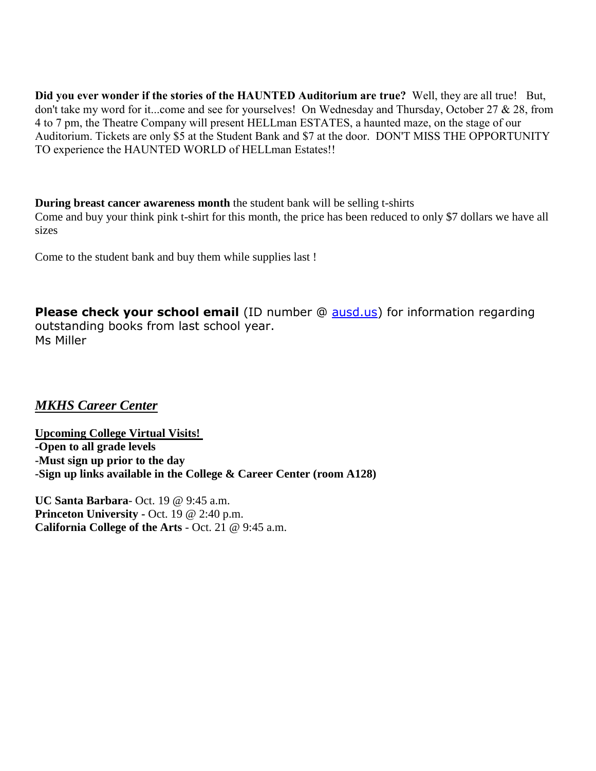**Did you ever wonder if the stories of the HAUNTED Auditorium are true?** Well, they are all true! But, don't take my word for it...come and see for yourselves! On Wednesday and Thursday, October 27 & 28, from 4 to 7 pm, the Theatre Company will present HELLman ESTATES, a haunted maze, on the stage of our Auditorium. Tickets are only $5 at the Student Bank and $7 at the door. DON'T MISS THE OPPORTUNITY TO experience the HAUNTED WORLD of HELLman Estates!!

**During breast cancer awareness month** the student bank will be selling t-shirts
Come and buy your think pink t-shirt for this month, the price has been reduced to only $7 dollars we have all sizes

Come to the student bank and buy them while supplies last !

**Please check your school email** (ID number @ ausd.us) for information regarding outstanding books from last school year.
Ms Miller

## ***MKHS Career Center***

**Upcoming College Virtual Visits!**
**-Open to all grade levels**
**-Must sign up prior to the day**
**-Sign up links available in the College & Career Center (room A128)**

**UC Santa Barbara**- Oct. 19 @ 9:45 a.m.
**Princeton University** - Oct. 19 @ 2:40 p.m.
**California College of the Arts** - Oct. 21 @ 9:45 a.m.